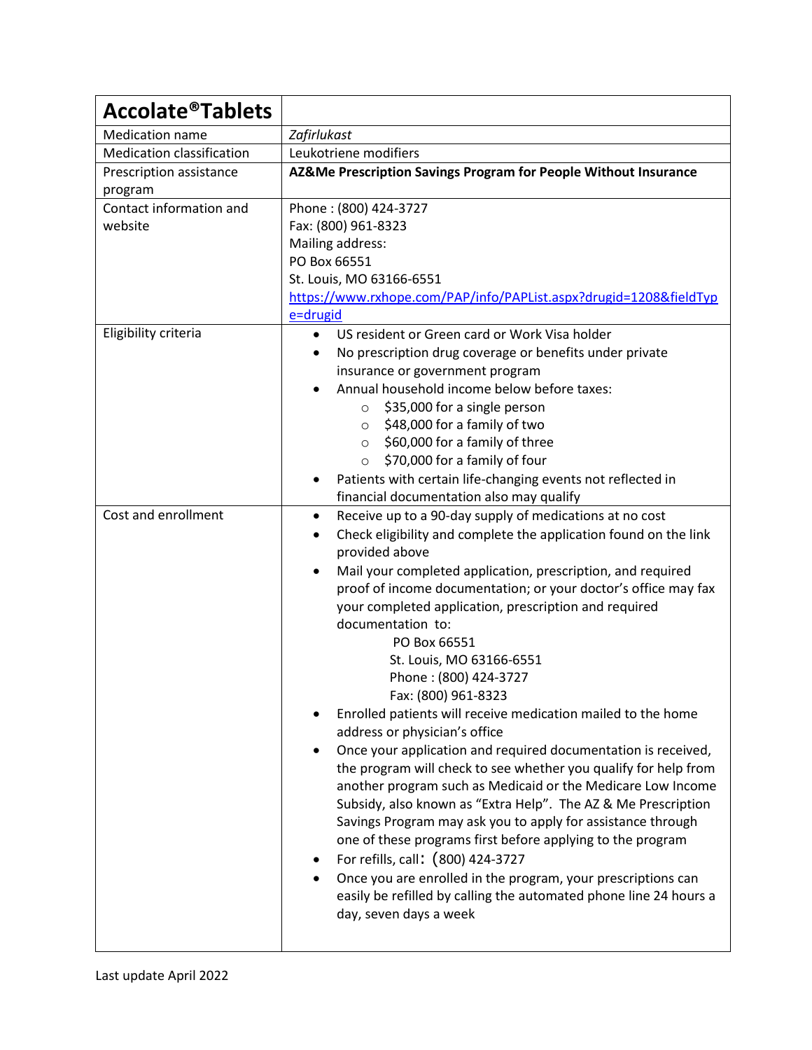| **Accolate®Tablets** | |
|---|---|
| Medication name | *Zafirlukast* |
| Medication classification | Leukotriene modifiers |
| Prescription assistance program | **AZ&Me Prescription Savings Program for People Without Insurance** |
| Contact information and website | Phone : (800) 424-3727<br>Fax: (800) 961-8323<br>Mailing address:<br>PO Box 66551<br>St. Louis, MO 63166-6551<br>[https://www.rxhope.com/PAP/info/PAPList.aspx?drugid=1208&fieldType=drugid](https://www.rxhope.com/PAP/info/PAPList.aspx?drugid=1208&fieldType=drugid) |
| Eligibility criteria | • US resident or Green card or Work Visa holder<br>• No prescription drug coverage or benefits under private insurance or government program<br>• Annual household income below before taxes:<br>  ○ $35,000 for a single person<br>  ○ $48,000 for a family of two<br>  ○ $60,000 for a family of three<br>  ○ $70,000 for a family of four<br>• Patients with certain life-changing events not reflected in financial documentation also may qualify |
| Cost and enrollment | • Receive up to a 90-day supply of medications at no cost<br>• Check eligibility and complete the application found on the link provided above<br>• Mail your completed application, prescription, and required proof of income documentation; or your doctor's office may fax your completed application, prescription and required documentation to:<br>  PO Box 66551<br>  St. Louis, MO 63166-6551<br>  Phone : (800) 424-3727<br>  Fax: (800) 961-8323<br>• Enrolled patients will receive medication mailed to the home address or physician's office<br>• Once your application and required documentation is received, the program will check to see whether you qualify for help from another program such as Medicaid or the Medicare Low Income Subsidy, also known as "Extra Help". The AZ & Me Prescription Savings Program may ask you to apply for assistance through one of these programs first before applying to the program<br>• For refills, call: (800) 424-3727<br>• Once you are enrolled in the program, your prescriptions can easily be refilled by calling the automated phone line 24 hours a day, seven days a week |

Last update April 2022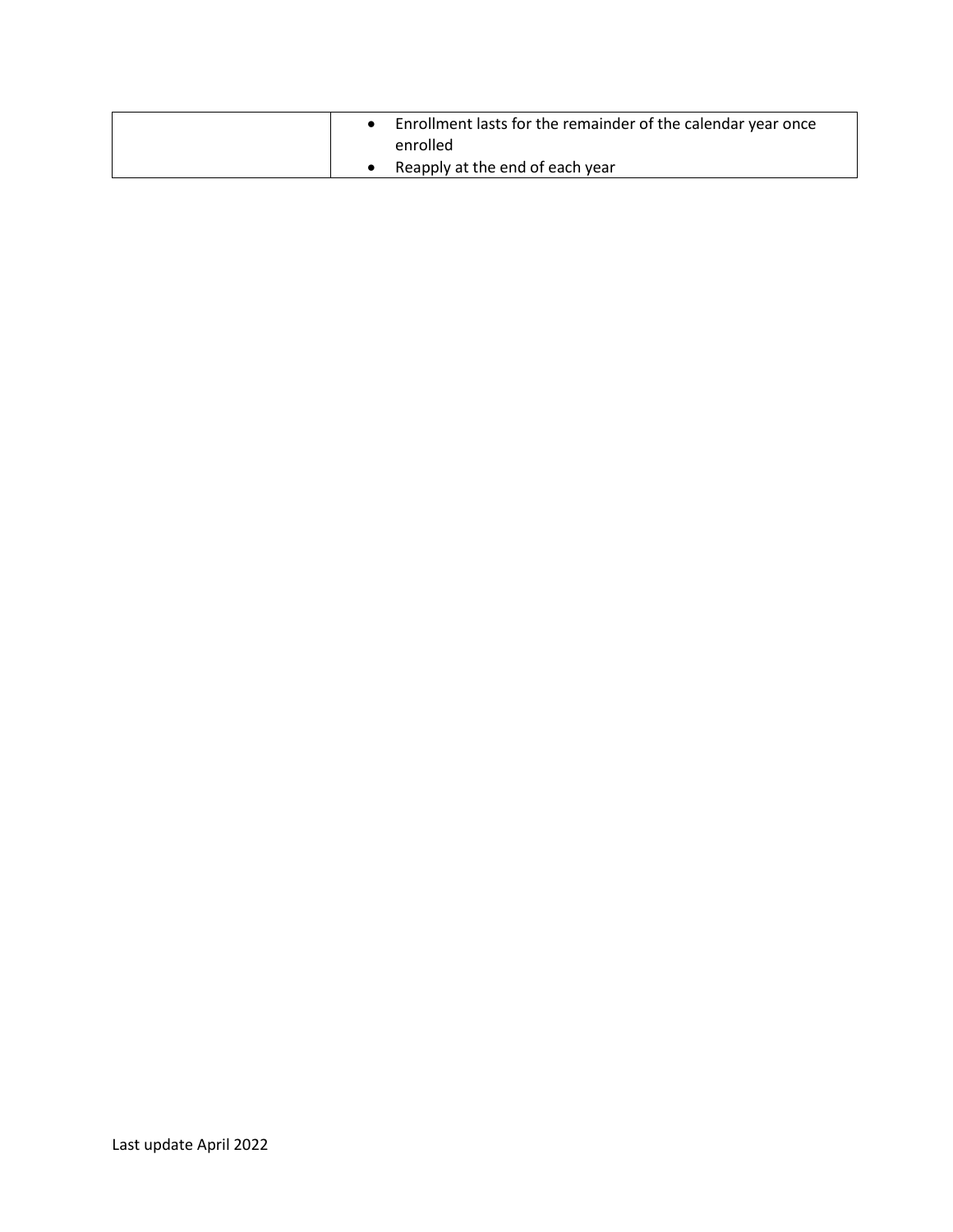| | |
|---|---|
| | • Enrollment lasts for the remainder of the calendar year once enrolled<br>• Reapply at the end of each year |

Last update April 2022